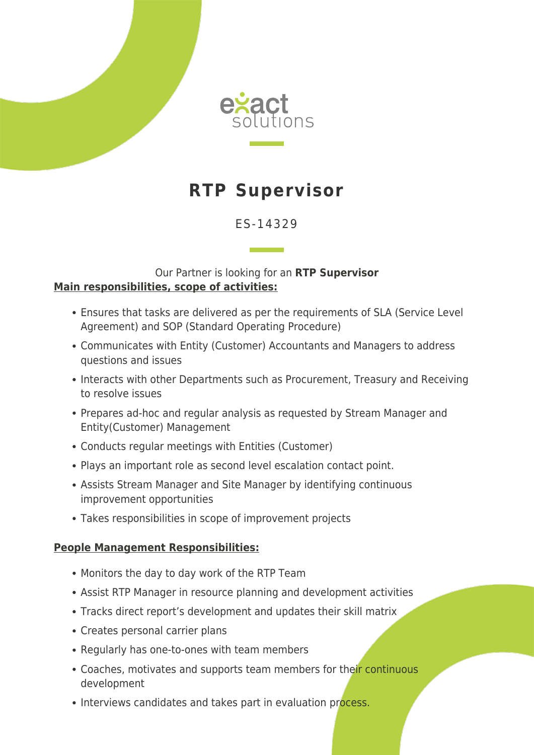# RTP Supervisor

ES-14329

Our Partner is looking for an **RTP Supervisor**

**Main responsibilities, scope of activities:**

- Ensures that tasks are delivered as per the requirements of SLA (Service Level Agreement) and SOP (Standard Operating Procedure)
- Communicates with Entity (Customer) Accountants and Managers to address questions and issues
- Interacts with other Departments such as Procurement, Treasury and Receiving to resolve issues
- Prepares ad-hoc and regular analysis as requested by Stream Manager and Entity(Customer) Management
- Conducts regular meetings with Entities (Customer)
- Plays an important role as second level escalation contact point.
- Assists Stream Manager and Site Manager by identifying continuous improvement opportunities
- Takes responsibilities in scope of improvement projects

**People Management Responsibilities:**

- Monitors the day to day work of the RTP Team
- Assist RTP Manager in resource planning and development activities
- Tracks direct report's development and updates their skill matrix
- Creates personal carrier plans
- Regularly has one-to-ones with team members
- Coaches, motivates and supports team members for their continuous development
- Interviews candidates and takes part in evaluation process.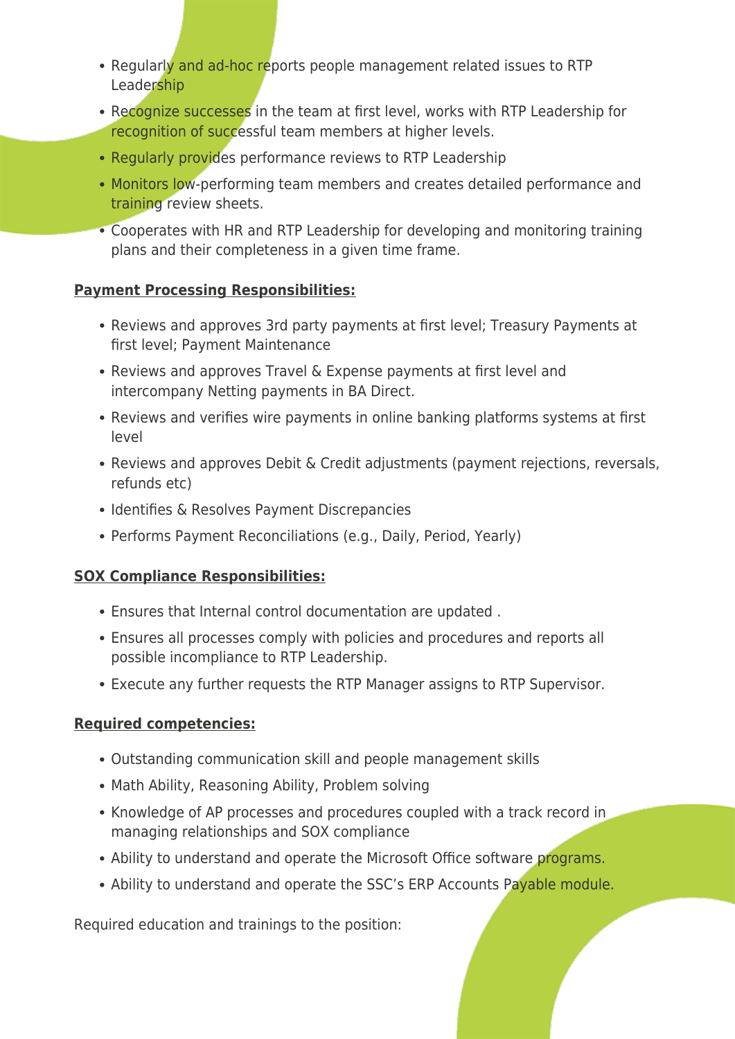- Regularly and ad-hoc reports people management related issues to RTP Leadership
- Recognize successes in the team at first level, works with RTP Leadership for recognition of successful team members at higher levels.
- Regularly provides performance reviews to RTP Leadership
- Monitors low-performing team members and creates detailed performance and training review sheets.
- Cooperates with HR and RTP Leadership for developing and monitoring training plans and their completeness in a given time frame.

**Payment Processing Responsibilities:**

- Reviews and approves 3rd party payments at first level; Treasury Payments at first level; Payment Maintenance
- Reviews and approves Travel & Expense payments at first level and intercompany Netting payments in BA Direct.
- Reviews and verifies wire payments in online banking platforms systems at first level
- Reviews and approves Debit & Credit adjustments (payment rejections, reversals, refunds etc)
- Identifies & Resolves Payment Discrepancies
- Performs Payment Reconciliations (e.g., Daily, Period, Yearly)

**SOX Compliance Responsibilities:**

- Ensures that Internal control documentation are updated .
- Ensures all processes comply with policies and procedures and reports all possible incompliance to RTP Leadership.
- Execute any further requests the RTP Manager assigns to RTP Supervisor.

**Required competencies:**

- Outstanding communication skill and people management skills
- Math Ability, Reasoning Ability, Problem solving
- Knowledge of AP processes and procedures coupled with a track record in managing relationships and SOX compliance
- Ability to understand and operate the Microsoft Office software programs.
- Ability to understand and operate the SSC's ERP Accounts Payable module.

Required education and trainings to the position: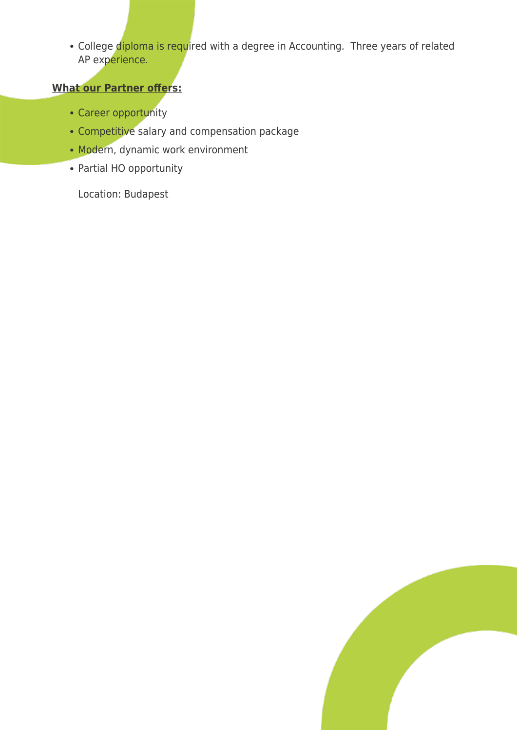- College diploma is required with a degree in Accounting.  Three years of related AP experience.

**What our Partner offers:**

- Career opportunity
- Competitive salary and compensation package
- Modern, dynamic work environment
- Partial HO opportunity

Location: Budapest